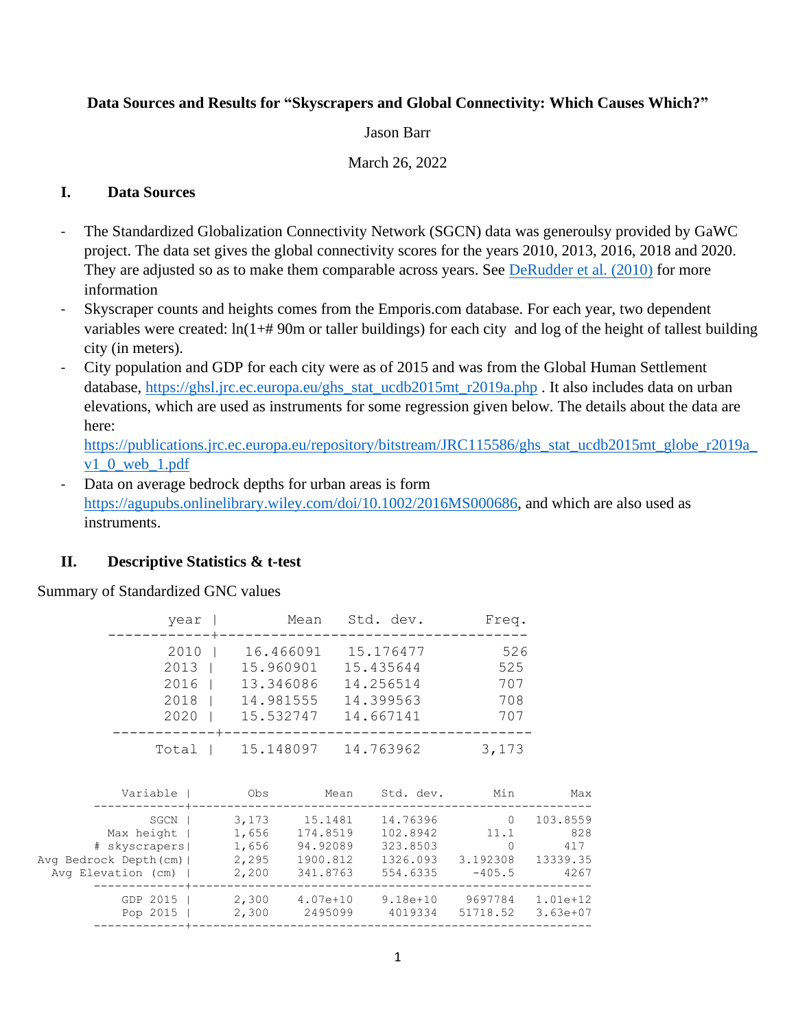**Data Sources and Results for "Skyscrapers and Global Connectivity: Which Causes Which?"**

Jason Barr

March 26, 2022

## I. Data Sources

- The Standardized Globalization Connectivity Network (SGCN) data was generously provided by GaWC project. The data set gives the global connectivity scores for the years 2010, 2013, 2016, 2018 and 2020. They are adjusted so as to make them comparable across years. See DeRudder et al. (2010) for more information
- Skyscraper counts and heights comes from the Emporis.com database. For each year, two dependent variables were created: ln(1+# 90m or taller buildings) for each city and log of the height of tallest building city (in meters).
- City population and GDP for each city were as of 2015 and was from the Global Human Settlement database, https://ghsl.jrc.ec.europa.eu/ghs_stat_ucdb2015mt_r2019a.php . It also includes data on urban elevations, which are used as instruments for some regression given below. The details about the data are here: https://publications.jrc.ec.europa.eu/repository/bitstream/JRC115586/ghs_stat_ucdb2015mt_globe_r2019a_v1_0_web_1.pdf
- Data on average bedrock depths for urban areas is form https://agupubs.onlinelibrary.wiley.com/doi/10.1002/2016MS000686, and which are also used as instruments.

## II. Descriptive Statistics & t-test

Summary of Standardized GNC values

| year | Mean | Std. dev. | Freq. |
|---|---|---|---|
| 2010 | 16.466091 | 15.176477 | 526 |
| 2013 | 15.960901 | 15.435644 | 525 |
| 2016 | 13.346086 | 14.256514 | 707 |
| 2018 | 14.981555 | 14.399563 | 708 |
| 2020 | 15.532747 | 14.667141 | 707 |
| Total | 15.148097 | 14.763962 | 3,173 |

| Variable | Obs | Mean | Std. dev. | Min | Max |
|---|---|---|---|---|---|
| SGCN | 3,173 | 15.1481 | 14.76396 | 0 | 103.8559 |
| Max height | 1,656 | 174.8519 | 102.8942 | 11.1 | 828 |
| # skyscrapers | 1,656 | 94.92089 | 323.8503 | 0 | 417 |
| Avg Bedrock Depth(cm) | 2,295 | 1900.812 | 1326.093 | 3.192308 | 13339.35 |
| Avg Elevation (cm) | 2,200 | 341.8763 | 554.6335 | -405.5 | 4267 |
| GDP 2015 | 2,300 | 4.07e+10 | 9.18e+10 | 9697784 | 1.01e+12 |
| Pop 2015 | 2,300 | 2495099 | 4019334 | 51718.52 | 3.63e+07 |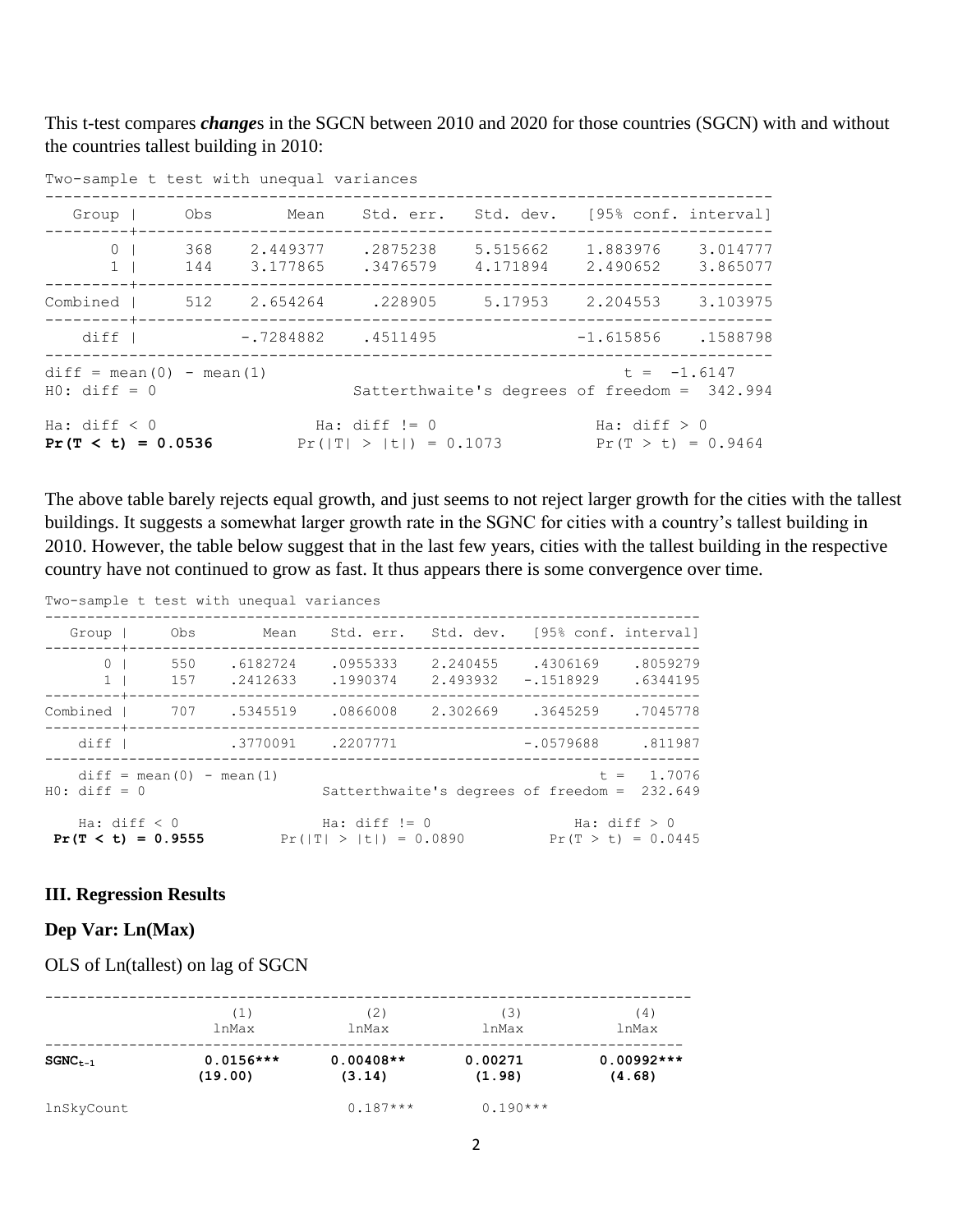This t-test compares ***change***s in the SGCN between 2010 and 2020 for those countries (SGCN) with and without the countries tallest building in 2010:

Two-sample t test with unequal variances

| Group | Obs | Mean | Std. err. | Std. dev. | [95% conf. interval] | |
|---|---|---|---|---|---|---|
| 0 | 368 | 2.449377 | .2875238 | 5.515662 | 1.883976 | 3.014777 |
| 1 | 144 | 3.177865 | .3476579 | 4.171894 | 2.490652 | 3.865077 |
| Combined | 512 | 2.654264 | .228905 | 5.17953 | 2.204553 | 3.103975 |
| diff | | -.7284882 | .4511495 | | -1.615856 | .1588798 |

diff = mean(0) - mean(1)    t = -1.6147
H0: diff = 0    Satterthwaite's degrees of freedom = 342.994

Ha: diff < 0    Ha: diff != 0    Ha: diff > 0
**Pr(T < t) = 0.0536**    Pr(|T| > |t|) = 0.1073    Pr(T > t) = 0.9464

The above table barely rejects equal growth, and just seems to not reject larger growth for the cities with the tallest buildings. It suggests a somewhat larger growth rate in the SGNC for cities with a country's tallest building in 2010. However, the table below suggest that in the last few years, cities with the tallest building in the respective country have not continued to grow as fast. It thus appears there is some convergence over time.

Two-sample t test with unequal variances

| Group | Obs | Mean | Std. err. | Std. dev. | [95% conf. interval] | |
|---|---|---|---|---|---|---|
| 0 | 550 | .6182724 | .0955333 | 2.240455 | .4306169 | .8059279 |
| 1 | 157 | .2412633 | .1990374 | 2.493932 | -.1518929 | .6344195 |
| Combined | 707 | .5345519 | .0866008 | 2.302669 | .3645259 | .7045778 |
| diff | | .3770091 | .2207771 | | -.0579688 | .811987 |

diff = mean(0) - mean(1)    t = 1.7076
H0: diff = 0    Satterthwaite's degrees of freedom = 232.649

Ha: diff < 0    Ha: diff != 0    Ha: diff > 0
**Pr(T < t) = 0.9555**    Pr(|T| > |t|) = 0.0890    Pr(T > t) = 0.0445

### III. Regression Results

**Dep Var: Ln(Max)**

OLS of Ln(tallest) on lag of SGCN

| | (1) lnMax | (2) lnMax | (3) lnMax | (4) lnMax |
|---|---|---|---|---|
| **$SGNC_{t-1}$** | **0.0156\*\*\*** | **0.00408\*\*** | **0.00271** | **0.00992\*\*\*** |
| | **(19.00)** | **(3.14)** | **(1.98)** | **(4.68)** |
| lnSkyCount | | 0.187*** | 0.190*** | |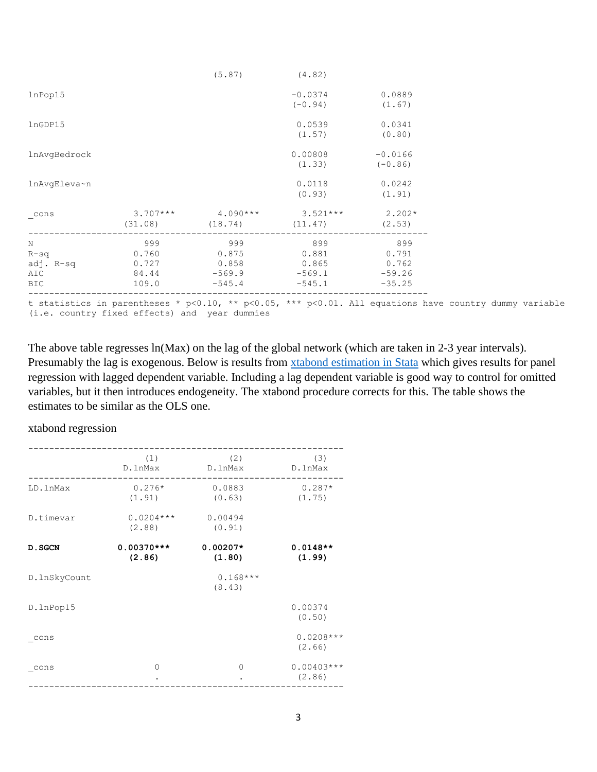| | | | | |
|---|---|---|---|---|
| | | (5.87) | (4.82) | |
| lnPop15 | | | -0.0374 | 0.0889 |
| | | | (-0.94) | (1.67) |
| lnGDP15 | | | 0.0539 | 0.0341 |
| | | | (1.57) | (0.80) |
| lnAvgBedrock | | | 0.00808 | -0.0166 |
| | | | (1.33) | (-0.86) |
| lnAvgEleva~n | | | 0.0118 | 0.0242 |
| | | | (0.93) | (1.91) |
| _cons | 3.707*** | 4.090*** | 3.521*** | 2.202* |
| | (31.08) | (18.74) | (11.47) | (2.53) |
| N | 999 | 999 | 899 | 899 |
| R-sq | 0.760 | 0.875 | 0.881 | 0.791 |
| adj. R-sq | 0.727 | 0.858 | 0.865 | 0.762 |
| AIC | 84.44 | -569.9 | -569.1 | -59.26 |
| BIC | 109.0 | -545.4 | -545.1 | -35.25 |

t statistics in parentheses * p<0.10, ** p<0.05, *** p<0.01. All equations have country dummy variable (i.e. country fixed effects) and year dummies

The above table regresses ln(Max) on the lag of the global network (which are taken in 2-3 year intervals). Presumably the lag is exogenous. Below is results from xtabond estimation in Stata which gives results for panel regression with lagged dependent variable. Including a lag dependent variable is good way to control for omitted variables, but it then introduces endogeneity. The xtabond procedure corrects for this. The table shows the estimates to be similar as the OLS one.

xtabond regression

| | (1)<br>D.lnMax | (2)<br>D.lnMax | (3)<br>D.lnMax |
|---|---|---|---|
| LD.lnMax | 0.276* | 0.0883 | 0.287* |
| | (1.91) | (0.63) | (1.75) |
| D.timevar | 0.0204*** | 0.00494 | |
| | (2.88) | (0.91) | |
| **D.SGCN** | **0.00370*** ** | **0.00207*** | **0.0148**** |
| | **(2.86)** | **(1.80)** | **(1.99)** |
| D.lnSkyCount | | 0.168*** | |
| | | (8.43) | |
| D.lnPop15 | | | 0.00374 |
| | | | (0.50) |
| _cons | | | 0.0208*** |
| | | | (2.66) |
| _cons | 0 | 0 | 0.00403*** |
| | . | . | (2.86) |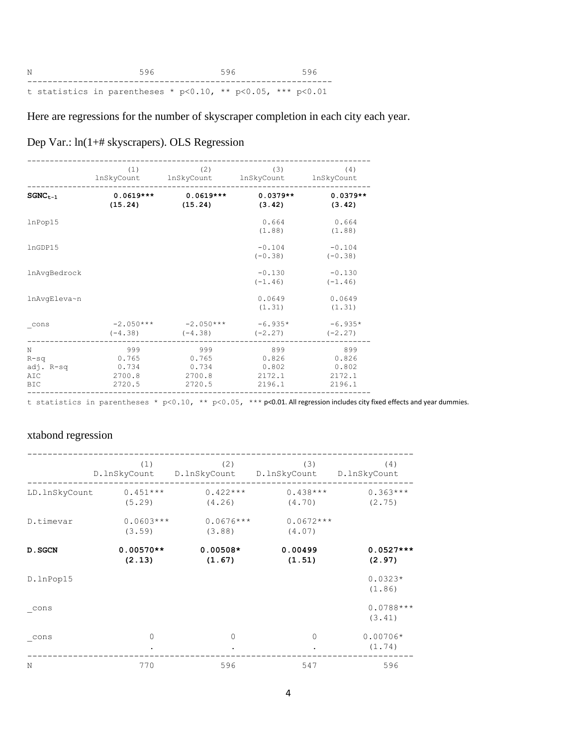| | | | |
|---|---|---|---|
| N | 596 | 596 | 596 |

t statistics in parentheses * p<0.10, ** p<0.05, *** p<0.01

Here are regressions for the number of skyscraper completion in each city each year.

Dep Var.: ln(1+# skyscrapers). OLS Regression

| | (1) lnSkyCount | (2) lnSkyCount | (3) lnSkyCount | (4) lnSkyCount |
|---|---|---|---|---|
| **$SGNC_{t-1}$** | **0.0619***<br>(15.24)** | **0.0619***<br>(15.24)** | **0.0379**<br>(3.42)** | **0.0379**<br>(3.42)** |
| lnPop15 | | | 0.664<br>(1.88) | 0.664<br>(1.88) |
| lnGDP15 | | | -0.104<br>(-0.38) | -0.104<br>(-0.38) |
| lnAvgBedrock | | | -0.130<br>(-1.46) | -0.130<br>(-1.46) |
| lnAvgEleva~n | | | 0.0649<br>(1.31) | 0.0649<br>(1.31) |
| _cons | -2.050***<br>(-4.38) | -2.050***<br>(-4.38) | -6.935*<br>(-2.27) | -6.935*<br>(-2.27) |
| N | 999 | 999 | 899 | 899 |
| R-sq | 0.765 | 0.765 | 0.826 | 0.826 |
| adj. R-sq | 0.734 | 0.734 | 0.802 | 0.802 |
| AIC | 2700.8 | 2700.8 | 2172.1 | 2172.1 |
| BIC | 2720.5 | 2720.5 | 2196.1 | 2196.1 |

t statistics in parentheses * p<0.10, ** p<0.05, *** p<0.01. All regression includes city fixed effects and year dummies.

xtabond regression

| | (1) D.lnSkyCount | (2) D.lnSkyCount | (3) D.lnSkyCount | (4) D.lnSkyCount |
|---|---|---|---|---|
| LD.lnSkyCount | 0.451***<br>(5.29) | 0.422***<br>(4.26) | 0.438***<br>(4.70) | 0.363***<br>(2.75) |
| D.timevar | 0.0603***<br>(3.59) | 0.0676***<br>(3.88) | 0.0672***<br>(4.07) | |
| **D.SGCN** | **0.00570**<br>(2.13)** | **0.00508*<br>(1.67)** | **0.00499<br>(1.51)** | **0.0527***<br>(2.97)** |
| D.lnPop15 | | | | 0.0323*<br>(1.86) |
| _cons | | | | 0.0788***<br>(3.41) |
| _cons | 0<br>. | 0<br>. | 0<br>. | 0.00706*<br>(1.74) |
| N | 770 | 596 | 547 | 596 |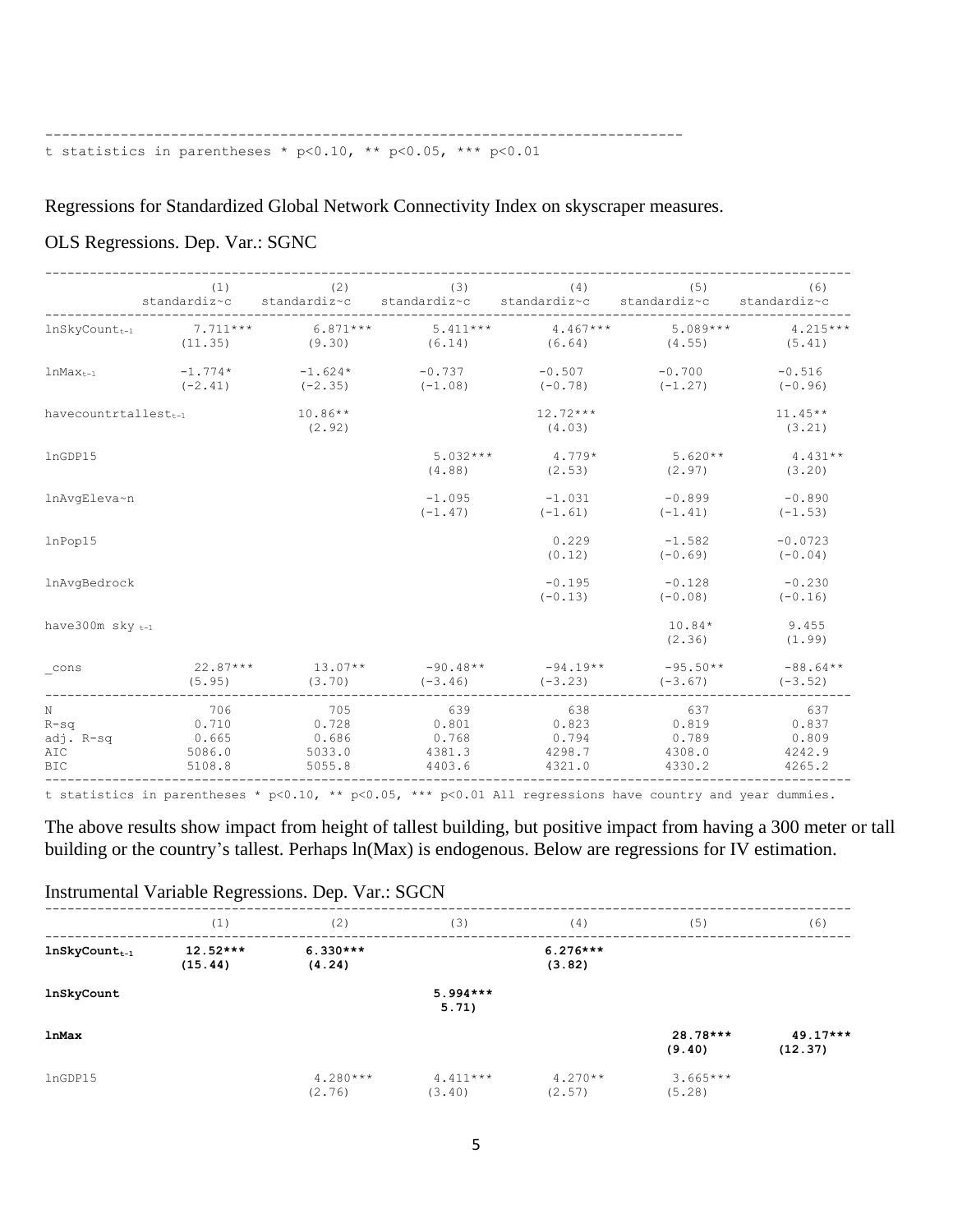t statistics in parentheses * p<0.10, ** p<0.05, *** p<0.01

Regressions for Standardized Global Network Connectivity Index on skyscraper measures.

OLS Regressions. Dep. Var.: SGNC

| | (1) standardiz~c | (2) standardiz~c | (3) standardiz~c | (4) standardiz~c | (5) standardiz~c | (6) standardiz~c |
|---|---|---|---|---|---|---|
| $lnSkyCount_{t-1}$ | 7.711*** | 6.871*** | 5.411*** | 4.467*** | 5.089*** | 4.215*** |
| | (11.35) | (9.30) | (6.14) | (6.64) | (4.55) | (5.41) |
| $lnMax_{t-1}$ | -1.774* | -1.624* | -0.737 | -0.507 | -0.700 | -0.516 |
| | (-2.41) | (-2.35) | (-1.08) | (-0.78) | (-1.27) | (-0.96) |
| $havecountrtallest_{t-1}$ | | 10.86** | | 12.72*** | | 11.45** |
| | | (2.92) | | (4.03) | | (3.21) |
| lnGDP15 | | | 5.032*** | 4.779* | 5.620** | 4.431** |
| | | | (4.88) | (2.53) | (2.97) | (3.20) |
| lnAvgEleva~n | | | -1.095 | -1.031 | -0.899 | -0.890 |
| | | | (-1.47) | (-1.61) | (-1.41) | (-1.53) |
| lnPop15 | | | | 0.229 | -1.582 | -0.0723 |
| | | | | (0.12) | (-0.69) | (-0.04) |
| lnAvgBedrock | | | | -0.195 | -0.128 | -0.230 |
| | | | | (-0.13) | (-0.08) | (-0.16) |
| have300m sky $_{t-1}$ | | | | | 10.84* | 9.455 |
| | | | | | (2.36) | (1.99) |
| _cons | 22.87*** | 13.07** | -90.48** | -94.19** | -95.50** | -88.64** |
| | (5.95) | (3.70) | (-3.46) | (-3.23) | (-3.67) | (-3.52) |
| N | 706 | 705 | 639 | 638 | 637 | 637 |
| R-sq | 0.710 | 0.728 | 0.801 | 0.823 | 0.819 | 0.837 |
| adj. R-sq | 0.665 | 0.686 | 0.768 | 0.794 | 0.789 | 0.809 |
| AIC | 5086.0 | 5033.0 | 4381.3 | 4298.7 | 4308.0 | 4242.9 |
| BIC | 5108.8 | 5055.8 | 4403.6 | 4321.0 | 4330.2 | 4265.2 |

t statistics in parentheses * p<0.10, ** p<0.05, *** p<0.01 All regressions have country and year dummies.

The above results show impact from height of tallest building, but positive impact from having a 300 meter or tall building or the country's tallest. Perhaps ln(Max) is endogenous. Below are regressions for IV estimation.

Instrumental Variable Regressions. Dep. Var.: SGCN

| | (1) | (2) | (3) | (4) | (5) | (6) |
|---|---|---|---|---|---|---|
| $\mathbf{lnSkyCount_{t-1}}$ | **12.52*** | **6.330*** | | **6.276*** | | |
| | **(15.44)** | **(4.24)** | | **(3.82)** | | |
| **lnSkyCount** | | | **5.994*** | | | |
| | | | **5.71)** | | | |
| **lnMax** | | | | | **28.78*** | **49.17*** |
| | | | | | **(9.40)** | **(12.37)** |
| lnGDP15 | | 4.280*** | 4.411*** | 4.270** | 3.665*** | |
| | | (2.76) | (3.40) | (2.57) | (5.28) | |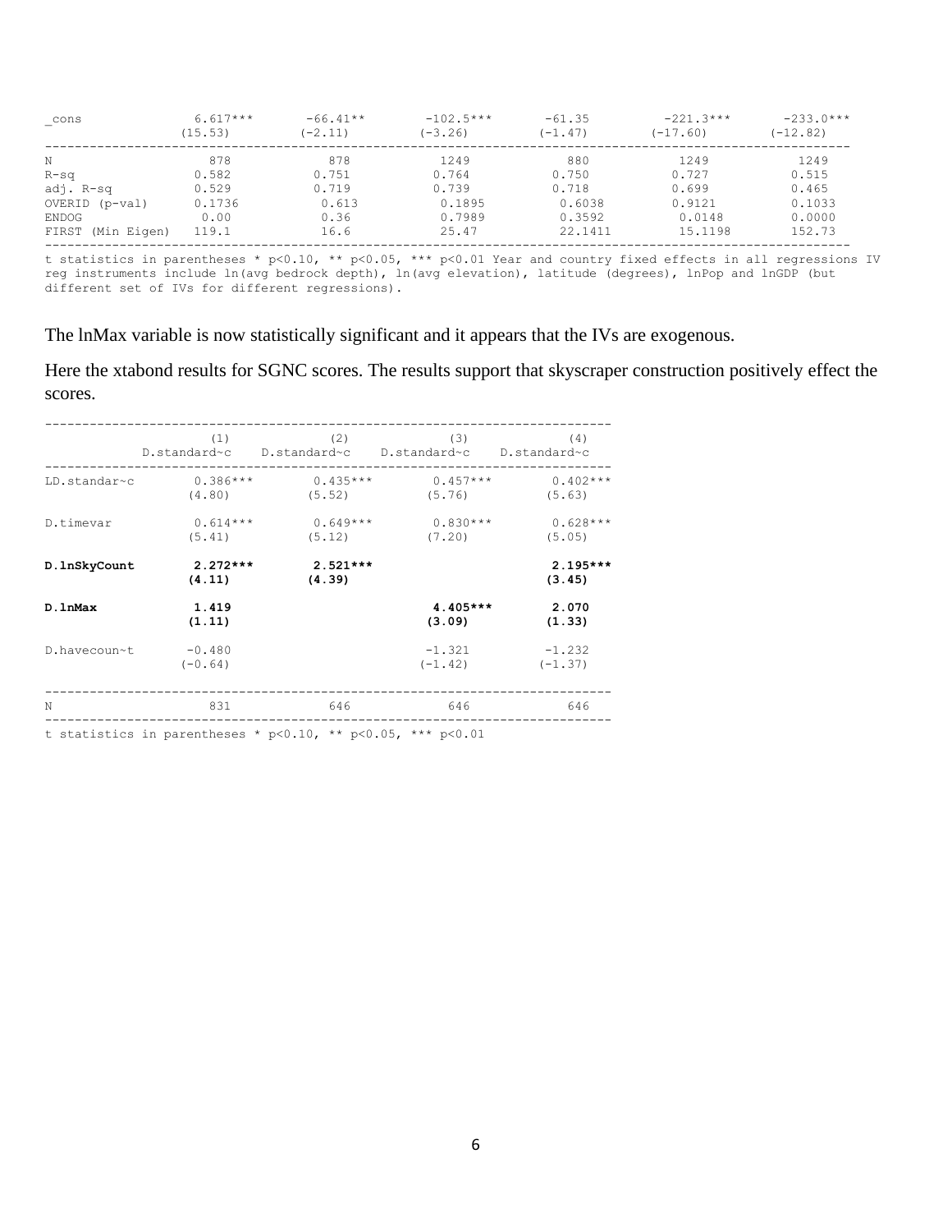| | | | | | | |
|---|---|---|---|---|---|---|
| _cons | 6.617*** | -66.41** | -102.5*** | -61.35 | -221.3*** | -233.0*** |
| | (15.53) | (-2.11) | (-3.26) | (-1.47) | (-17.60) | (-12.82) |
| N | 878 | 878 | 1249 | 880 | 1249 | 1249 |
| R-sq | 0.582 | 0.751 | 0.764 | 0.750 | 0.727 | 0.515 |
| adj. R-sq | 0.529 | 0.719 | 0.739 | 0.718 | 0.699 | 0.465 |
| OVERID (p-val) | 0.1736 | 0.613 | 0.1895 | 0.6038 | 0.9121 | 0.1033 |
| ENDOG | 0.00 | 0.36 | 0.7989 | 0.3592 | 0.0148 | 0.0000 |
| FIRST (Min Eigen) | 119.1 | 16.6 | 25.47 | 22.1411 | 15.1198 | 152.73 |

t statistics in parentheses * p<0.10, ** p<0.05, *** p<0.01 Year and country fixed effects in all regressions IV reg instruments include ln(avg bedrock depth), ln(avg elevation), latitude (degrees), lnPop and lnGDP (but different set of IVs for different regressions).

The lnMax variable is now statistically significant and it appears that the IVs are exogenous.

Here the xtabond results for SGNC scores. The results support that skyscraper construction positively effect the scores.

| | (1) D.standard~c | (2) D.standard~c | (3) D.standard~c | (4) D.standard~c |
|---|---|---|---|---|
| LD.standar~c | 0.386*** | 0.435*** | 0.457*** | 0.402*** |
| | (4.80) | (5.52) | (5.76) | (5.63) |
| D.timevar | 0.614*** | 0.649*** | 0.830*** | 0.628*** |
| | (5.41) | (5.12) | (7.20) | (5.05) |
| **D.lnSkyCount** | **2.272*** ** | **2.521*** ** | | **2.195*** ** |
| | **(4.11)** | **(4.39)** | | **(3.45)** |
| **D.lnMax** | **1.419** | | **4.405*** ** | **2.070** |
| | **(1.11)** | | **(3.09)** | **(1.33)** |
| D.havecoun~t | -0.480 | | -1.321 | -1.232 |
| | (-0.64) | | (-1.42) | (-1.37) |
| N | 831 | 646 | 646 | 646 |

t statistics in parentheses * p<0.10, ** p<0.05, *** p<0.01